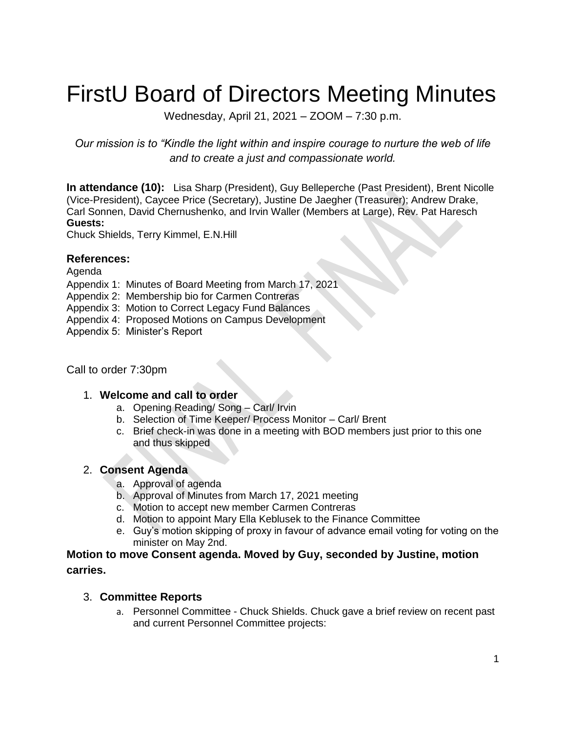# FirstU Board of Directors Meeting Minutes

Wednesday, April 21, 2021 – ZOOM – 7:30 p.m.

*Our mission is to "Kindle the light within and inspire courage to nurture the web of life and to create a just and compassionate world.*

**In attendance (10):** Lisa Sharp (President), Guy Belleperche (Past President), Brent Nicolle (Vice-President), Caycee Price (Secretary), Justine De Jaegher (Treasurer); Andrew Drake, Carl Sonnen, David Chernushenko, and Irvin Waller (Members at Large), Rev. Pat Haresch

**Guests:**

Chuck Shields, Terry Kimmel, E.N.Hill

### References:

Agenda

Appendix 1: Minutes of Board Meeting from March 17, 2021

Appendix 2: Membership bio for Carmen Contreras

Appendix 3: Motion to Correct Legacy Fund Balances

Appendix 4: Proposed Motions on Campus Development

Appendix 5: Minister's Report

Call to order 7:30pm

1. **Welcome and call to order**
   a. Opening Reading/ Song – Carl/ Irvin
   b. Selection of Time Keeper/ Process Monitor – Carl/ Brent
   c. Brief check-in was done in a meeting with BOD members just prior to this one and thus skipped

2. **Consent Agenda**
   a. Approval of agenda
   b. Approval of Minutes from March 17, 2021 meeting
   c. Motion to accept new member Carmen Contreras
   d. Motion to appoint Mary Ella Keblusek to the Finance Committee
   e. Guy's motion skipping of proxy in favour of advance email voting for voting on the minister on May 2nd.

**Motion to move Consent agenda. Moved by Guy, seconded by Justine, motion carries.**

3. **Committee Reports**
   a. Personnel Committee - Chuck Shields. Chuck gave a brief review on recent past and current Personnel Committee projects: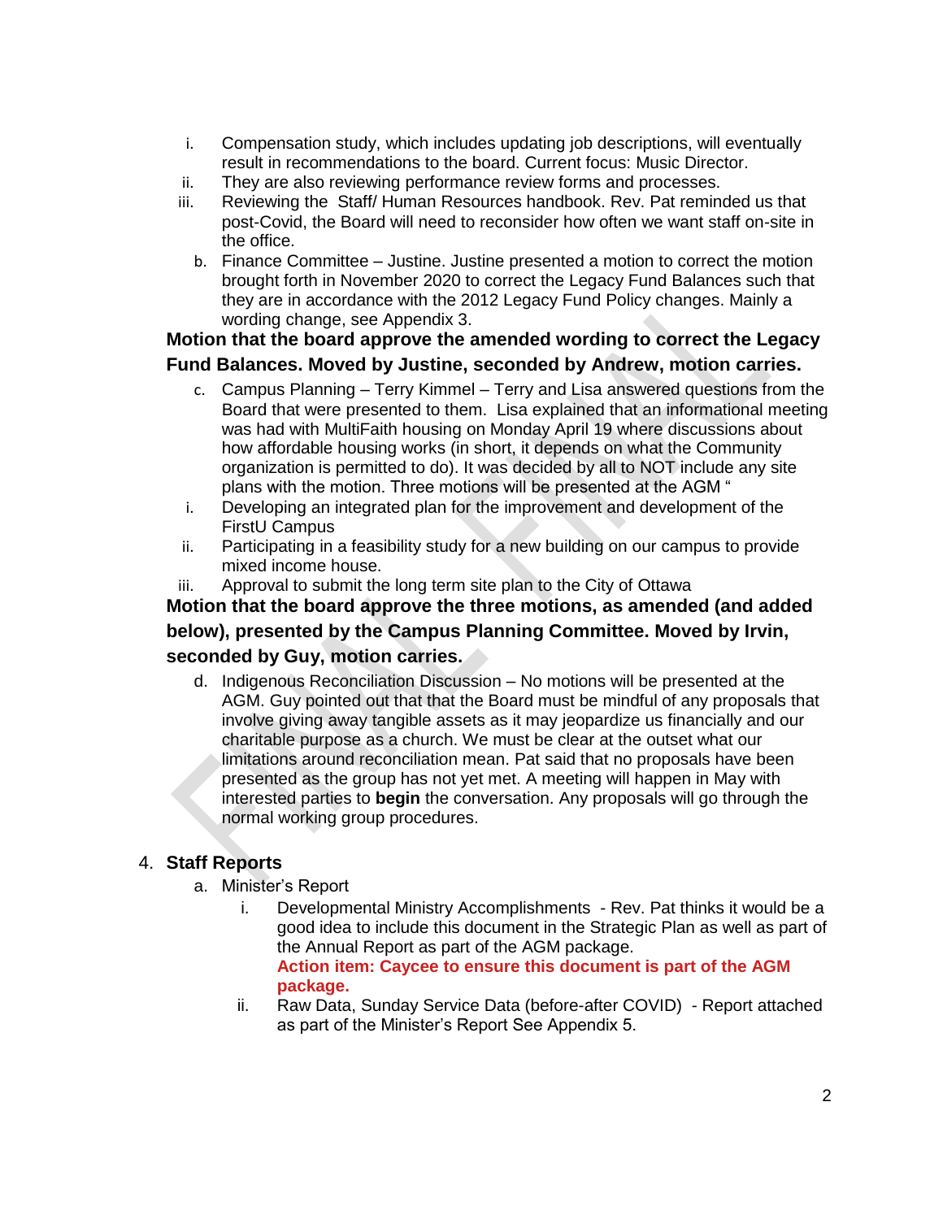i. Compensation study, which includes updating job descriptions, will eventually result in recommendations to the board. Current focus: Music Director.
   ii. They are also reviewing performance review forms and processes.
   iii. Reviewing the Staff/ Human Resources handbook. Rev. Pat reminded us that post-Covid, the Board will need to reconsider how often we want staff on-site in the office.

b. Finance Committee – Justine. Justine presented a motion to correct the motion brought forth in November 2020 to correct the Legacy Fund Balances such that they are in accordance with the 2012 Legacy Fund Policy changes. Mainly a wording change, see Appendix 3.

**Motion that the board approve the amended wording to correct the Legacy Fund Balances. Moved by Justine, seconded by Andrew, motion carries.**

c. Campus Planning – Terry Kimmel – Terry and Lisa answered questions from the Board that were presented to them. Lisa explained that an informational meeting was had with MultiFaith housing on Monday April 19 where discussions about how affordable housing works (in short, it depends on what the Community organization is permitted to do). It was decided by all to NOT include any site plans with the motion. Three motions will be presented at the AGM "
   i. Developing an integrated plan for the improvement and development of the FirstU Campus
   ii. Participating in a feasibility study for a new building on our campus to provide mixed income house.
   iii. Approval to submit the long term site plan to the City of Ottawa

**Motion that the board approve the three motions, as amended (and added below), presented by the Campus Planning Committee. Moved by Irvin, seconded by Guy, motion carries.**

d. Indigenous Reconciliation Discussion – No motions will be presented at the AGM. Guy pointed out that that the Board must be mindful of any proposals that involve giving away tangible assets as it may jeopardize us financially and our charitable purpose as a church. We must be clear at the outset what our limitations around reconciliation mean. Pat said that no proposals have been presented as the group has not yet met. A meeting will happen in May with interested parties to **begin** the conversation. Any proposals will go through the normal working group procedures.

4. **Staff Reports**
   a. Minister's Report
      i. Developmental Ministry Accomplishments - Rev. Pat thinks it would be a good idea to include this document in the Strategic Plan as well as part of the Annual Report as part of the AGM package.
      **Action item: Caycee to ensure this document is part of the AGM package.**
      ii. Raw Data, Sunday Service Data (before-after COVID) - Report attached as part of the Minister's Report See Appendix 5.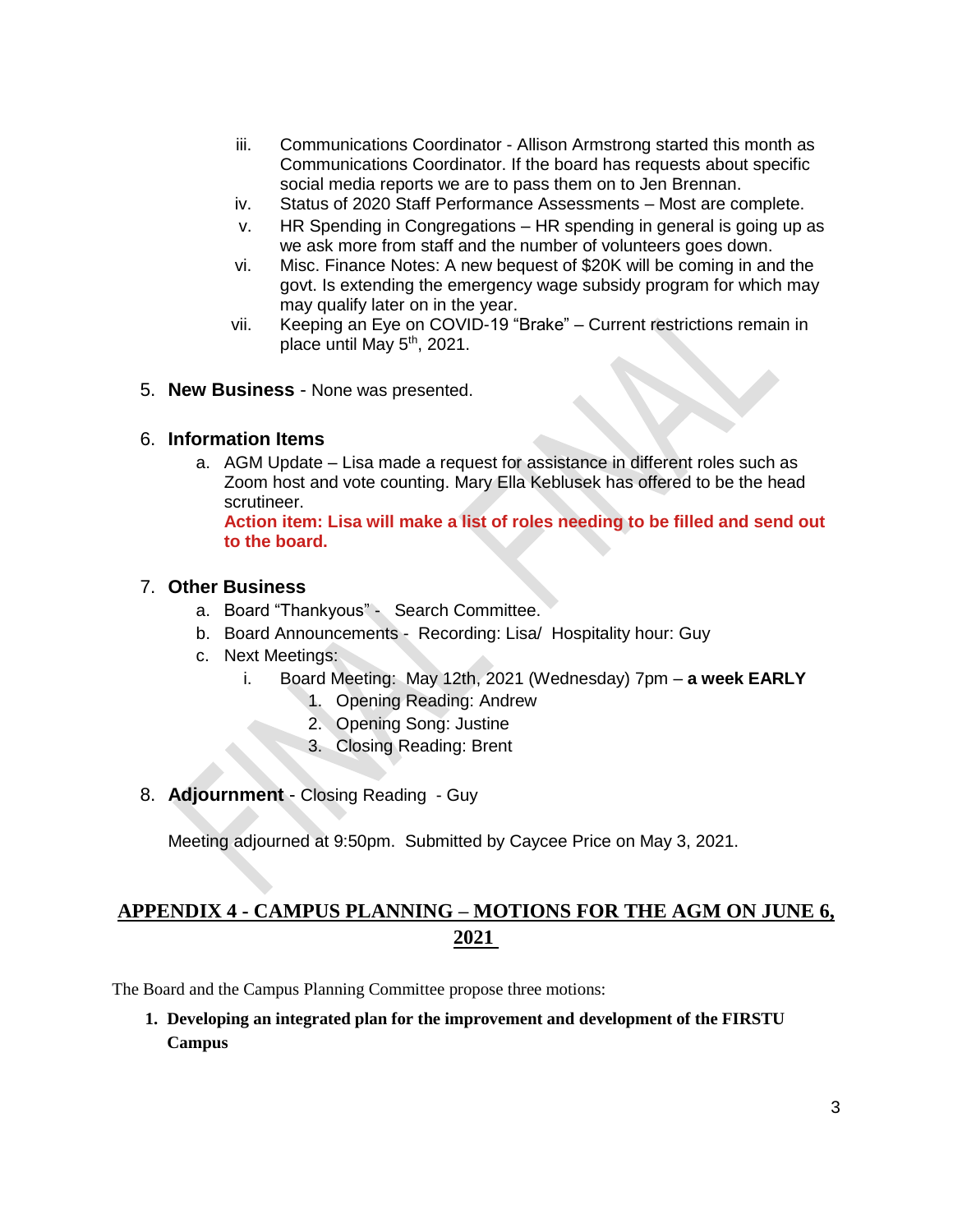iii. Communications Coordinator - Allison Armstrong started this month as Communications Coordinator. If the board has requests about specific social media reports we are to pass them on to Jen Brennan.
iv. Status of 2020 Staff Performance Assessments – Most are complete.
v. HR Spending in Congregations – HR spending in general is going up as we ask more from staff and the number of volunteers goes down.
vi. Misc. Finance Notes: A new bequest of $20K will be coming in and the govt. Is extending the emergency wage subsidy program for which may may qualify later on in the year.
vii. Keeping an Eye on COVID-19 "Brake" – Current restrictions remain in place until May 5th, 2021.

5. **New Business** - None was presented.

6. **Information Items**
   a. AGM Update – Lisa made a request for assistance in different roles such as Zoom host and vote counting. Mary Ella Keblusek has offered to be the head scrutineer.
   **Action item: Lisa will make a list of roles needing to be filled and send out to the board.**

7. **Other Business**
   a. Board "Thankyous" - Search Committee.
   b. Board Announcements - Recording: Lisa/ Hospitality hour: Guy
   c. Next Meetings:
      i. Board Meeting: May 12th, 2021 (Wednesday) 7pm – **a week EARLY**
         1. Opening Reading: Andrew
         2. Opening Song: Justine
         3. Closing Reading: Brent

8. **Adjournment** - Closing Reading - Guy

   Meeting adjourned at 9:50pm. Submitted by Caycee Price on May 3, 2021.

## APPENDIX 4 - CAMPUS PLANNING – MOTIONS FOR THE AGM ON JUNE 6, 2021

The Board and the Campus Planning Committee propose three motions:

1. **Developing an integrated plan for the improvement and development of the FIRSTU Campus**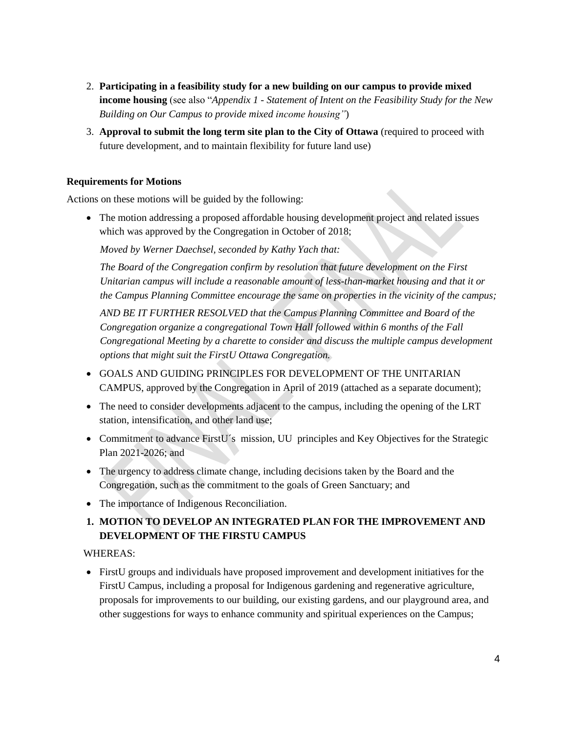2. **Participating in a feasibility study for a new building on our campus to provide mixed income housing** (see also "*Appendix 1 - Statement of Intent on the Feasibility Study for the New Building on Our Campus to provide mixed income housing"*)
3. **Approval to submit the long term site plan to the City of Ottawa** (required to proceed with future development, and to maintain flexibility for future land use)

**Requirements for Motions**

Actions on these motions will be guided by the following:

- The motion addressing a proposed affordable housing development project and related issues which was approved by the Congregation in October of 2018;

  *Moved by Werner Daechsel, seconded by Kathy Yach that:*

  *The Board of the Congregation confirm by resolution that future development on the First Unitarian campus will include a reasonable amount of less-than-market housing and that it or the Campus Planning Committee encourage the same on properties in the vicinity of the campus;*

  *AND BE IT FURTHER RESOLVED that the Campus Planning Committee and Board of the Congregation organize a congregational Town Hall followed within 6 months of the Fall Congregational Meeting by a charette to consider and discuss the multiple campus development options that might suit the FirstU Ottawa Congregation.*

- GOALS AND GUIDING PRINCIPLES FOR DEVELOPMENT OF THE UNITARIAN CAMPUS, approved by the Congregation in April of 2019 (attached as a separate document);
- The need to consider developments adjacent to the campus, including the opening of the LRT station, intensification, and other land use;
- Commitment to advance FirstU´s mission, UU principles and Key Objectives for the Strategic Plan 2021-2026; and
- The urgency to address climate change, including decisions taken by the Board and the Congregation, such as the commitment to the goals of Green Sanctuary; and
- The importance of Indigenous Reconciliation.

1. **MOTION TO DEVELOP AN INTEGRATED PLAN FOR THE IMPROVEMENT AND DEVELOPMENT OF THE FIRSTU CAMPUS**

WHEREAS:

- FirstU groups and individuals have proposed improvement and development initiatives for the FirstU Campus, including a proposal for Indigenous gardening and regenerative agriculture, proposals for improvements to our building, our existing gardens, and our playground area, and other suggestions for ways to enhance community and spiritual experiences on the Campus;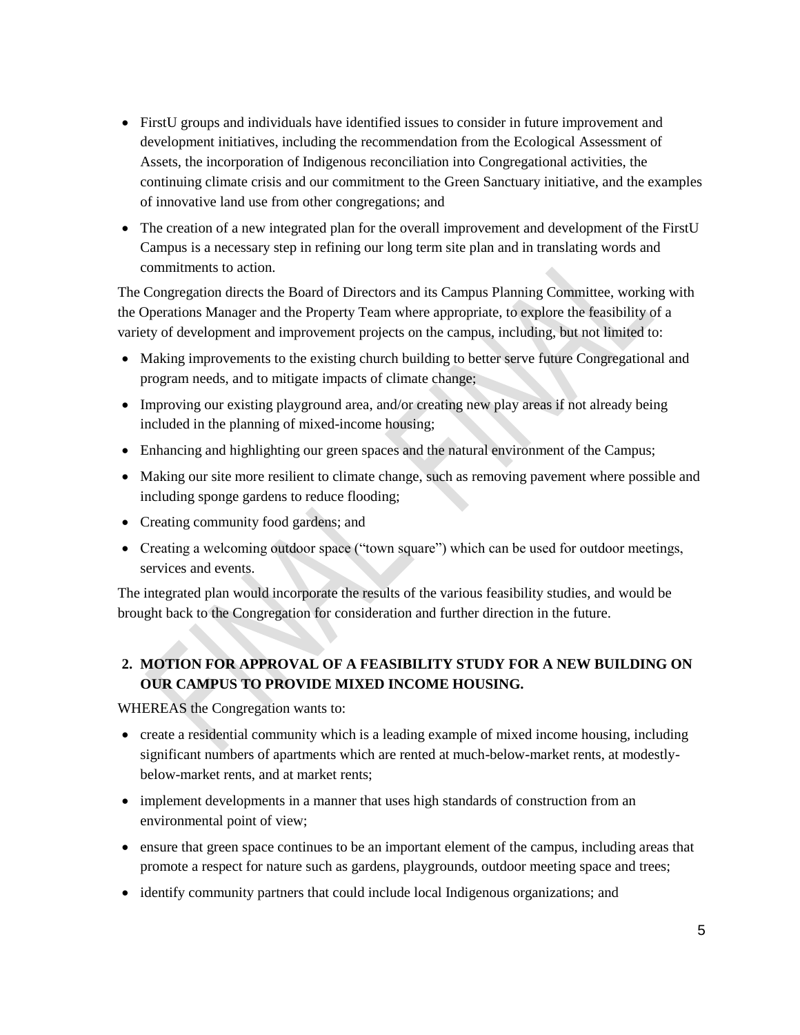- FirstU groups and individuals have identified issues to consider in future improvement and development initiatives, including the recommendation from the Ecological Assessment of Assets, the incorporation of Indigenous reconciliation into Congregational activities, the continuing climate crisis and our commitment to the Green Sanctuary initiative, and the examples of innovative land use from other congregations; and
- The creation of a new integrated plan for the overall improvement and development of the FirstU Campus is a necessary step in refining our long term site plan and in translating words and commitments to action.

The Congregation directs the Board of Directors and its Campus Planning Committee, working with the Operations Manager and the Property Team where appropriate, to explore the feasibility of a variety of development and improvement projects on the campus, including, but not limited to:

- Making improvements to the existing church building to better serve future Congregational and program needs, and to mitigate impacts of climate change;
- Improving our existing playground area, and/or creating new play areas if not already being included in the planning of mixed-income housing;
- Enhancing and highlighting our green spaces and the natural environment of the Campus;
- Making our site more resilient to climate change, such as removing pavement where possible and including sponge gardens to reduce flooding;
- Creating community food gardens; and
- Creating a welcoming outdoor space ("town square") which can be used for outdoor meetings, services and events.

The integrated plan would incorporate the results of the various feasibility studies, and would be brought back to the Congregation for consideration and further direction in the future.

## 2. MOTION FOR APPROVAL OF A FEASIBILITY STUDY FOR A NEW BUILDING ON OUR CAMPUS TO PROVIDE MIXED INCOME HOUSING.

WHEREAS the Congregation wants to:

- create a residential community which is a leading example of mixed income housing, including significant numbers of apartments which are rented at much-below-market rents, at modestly-below-market rents, and at market rents;
- implement developments in a manner that uses high standards of construction from an environmental point of view;
- ensure that green space continues to be an important element of the campus, including areas that promote a respect for nature such as gardens, playgrounds, outdoor meeting space and trees;
- identify community partners that could include local Indigenous organizations; and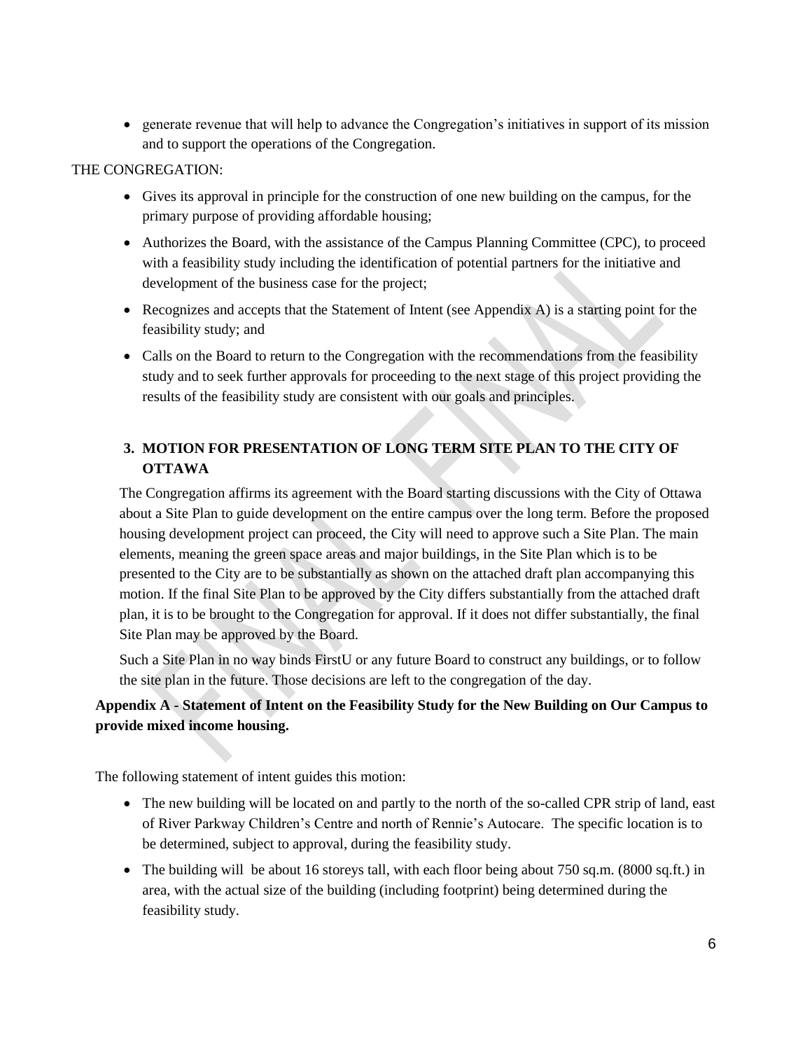- generate revenue that will help to advance the Congregation's initiatives in support of its mission and to support the operations of the Congregation.

THE CONGREGATION:

- Gives its approval in principle for the construction of one new building on the campus, for the primary purpose of providing affordable housing;
- Authorizes the Board, with the assistance of the Campus Planning Committee (CPC), to proceed with a feasibility study including the identification of potential partners for the initiative and development of the business case for the project;
- Recognizes and accepts that the Statement of Intent (see Appendix A) is a starting point for the feasibility study; and
- Calls on the Board to return to the Congregation with the recommendations from the feasibility study and to seek further approvals for proceeding to the next stage of this project providing the results of the feasibility study are consistent with our goals and principles.

### 3. MOTION FOR PRESENTATION OF LONG TERM SITE PLAN TO THE CITY OF OTTAWA

The Congregation affirms its agreement with the Board starting discussions with the City of Ottawa about a Site Plan to guide development on the entire campus over the long term. Before the proposed housing development project can proceed, the City will need to approve such a Site Plan. The main elements, meaning the green space areas and major buildings, in the Site Plan which is to be presented to the City are to be substantially as shown on the attached draft plan accompanying this motion. If the final Site Plan to be approved by the City differs substantially from the attached draft plan, it is to be brought to the Congregation for approval. If it does not differ substantially, the final Site Plan may be approved by the Board.

Such a Site Plan in no way binds FirstU or any future Board to construct any buildings, or to follow the site plan in the future. Those decisions are left to the congregation of the day.

**Appendix A - Statement of Intent on the Feasibility Study for the New Building on Our Campus to provide mixed income housing.**

The following statement of intent guides this motion:

- The new building will be located on and partly to the north of the so-called CPR strip of land, east of River Parkway Children's Centre and north of Rennie's Autocare. The specific location is to be determined, subject to approval, during the feasibility study.
- The building will be about 16 storeys tall, with each floor being about 750 sq.m. (8000 sq.ft.) in area, with the actual size of the building (including footprint) being determined during the feasibility study.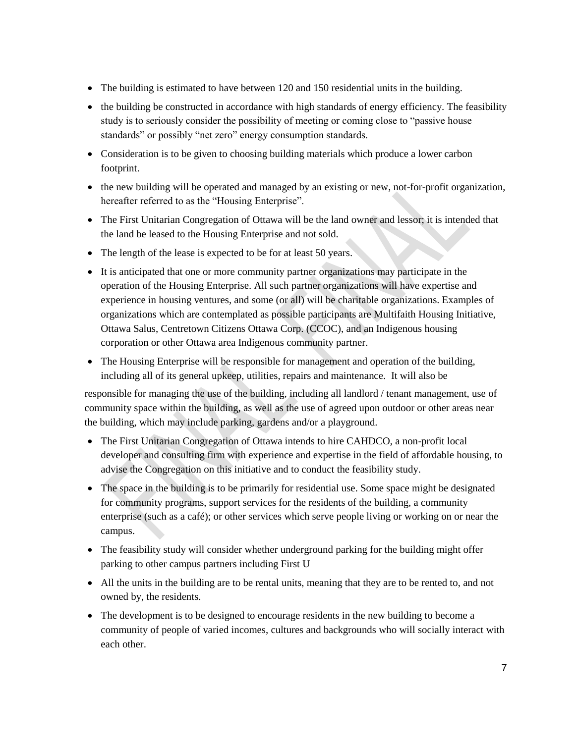- The building is estimated to have between 120 and 150 residential units in the building.
- the building be constructed in accordance with high standards of energy efficiency. The feasibility study is to seriously consider the possibility of meeting or coming close to "passive house standards" or possibly "net zero" energy consumption standards.
- Consideration is to be given to choosing building materials which produce a lower carbon footprint.
- the new building will be operated and managed by an existing or new, not-for-profit organization, hereafter referred to as the "Housing Enterprise".
- The First Unitarian Congregation of Ottawa will be the land owner and lessor; it is intended that the land be leased to the Housing Enterprise and not sold.
- The length of the lease is expected to be for at least 50 years.
- It is anticipated that one or more community partner organizations may participate in the operation of the Housing Enterprise. All such partner organizations will have expertise and experience in housing ventures, and some (or all) will be charitable organizations. Examples of organizations which are contemplated as possible participants are Multifaith Housing Initiative, Ottawa Salus, Centretown Citizens Ottawa Corp. (CCOC), and an Indigenous housing corporation or other Ottawa area Indigenous community partner.
- The Housing Enterprise will be responsible for management and operation of the building, including all of its general upkeep, utilities, repairs and maintenance. It will also be

responsible for managing the use of the building, including all landlord / tenant management, use of community space within the building, as well as the use of agreed upon outdoor or other areas near the building, which may include parking, gardens and/or a playground.

- The First Unitarian Congregation of Ottawa intends to hire CAHDCO, a non-profit local developer and consulting firm with experience and expertise in the field of affordable housing, to advise the Congregation on this initiative and to conduct the feasibility study.
- The space in the building is to be primarily for residential use. Some space might be designated for community programs, support services for the residents of the building, a community enterprise (such as a café); or other services which serve people living or working on or near the campus.
- The feasibility study will consider whether underground parking for the building might offer parking to other campus partners including First U
- All the units in the building are to be rental units, meaning that they are to be rented to, and not owned by, the residents.
- The development is to be designed to encourage residents in the new building to become a community of people of varied incomes, cultures and backgrounds who will socially interact with each other.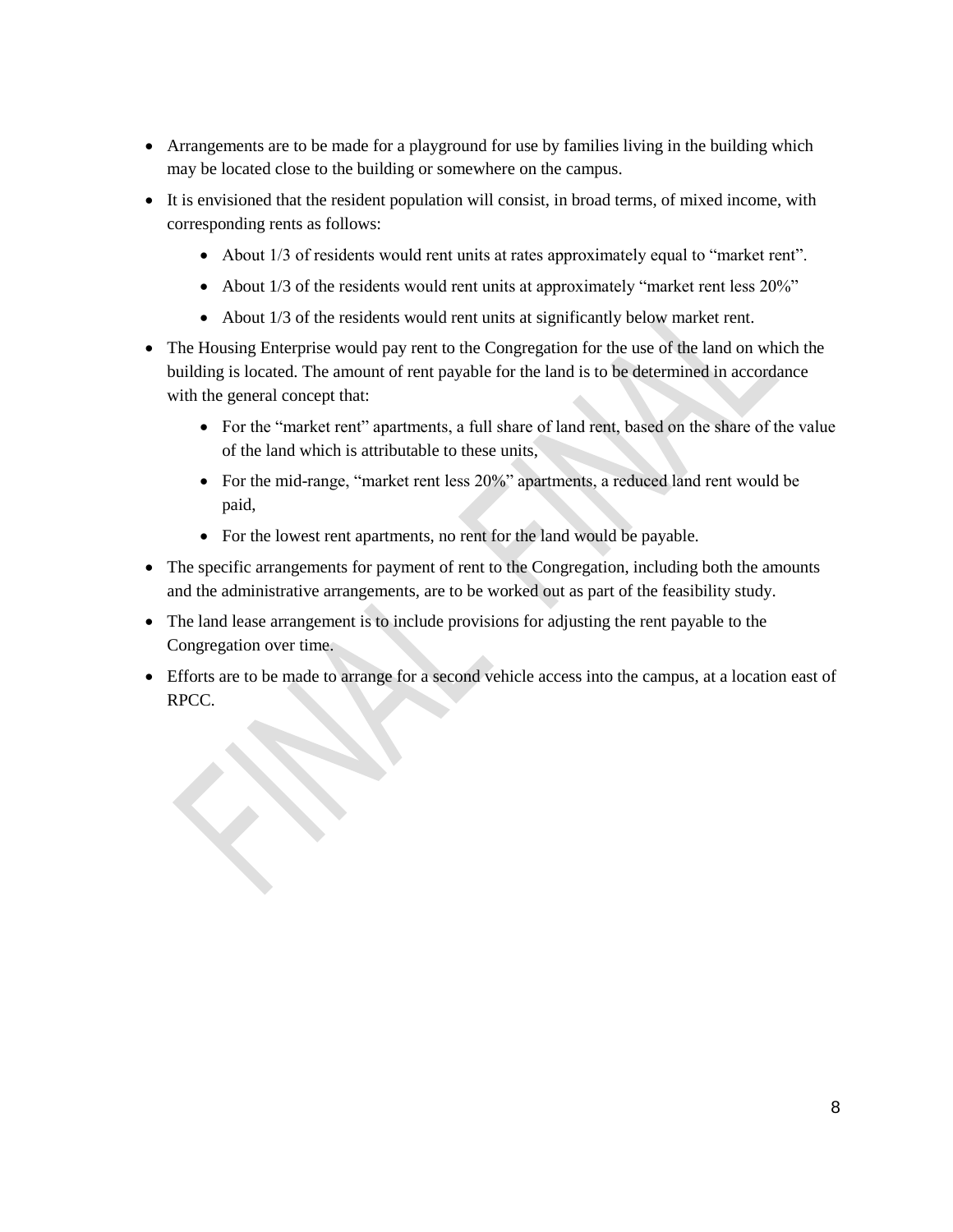- Arrangements are to be made for a playground for use by families living in the building which may be located close to the building or somewhere on the campus.
- It is envisioned that the resident population will consist, in broad terms, of mixed income, with corresponding rents as follows:
  - About 1/3 of residents would rent units at rates approximately equal to "market rent".
  - About 1/3 of the residents would rent units at approximately "market rent less 20%"
  - About 1/3 of the residents would rent units at significantly below market rent.
- The Housing Enterprise would pay rent to the Congregation for the use of the land on which the building is located. The amount of rent payable for the land is to be determined in accordance with the general concept that:
  - For the "market rent" apartments, a full share of land rent, based on the share of the value of the land which is attributable to these units,
  - For the mid-range, "market rent less 20%" apartments, a reduced land rent would be paid,
  - For the lowest rent apartments, no rent for the land would be payable.
- The specific arrangements for payment of rent to the Congregation, including both the amounts and the administrative arrangements, are to be worked out as part of the feasibility study.
- The land lease arrangement is to include provisions for adjusting the rent payable to the Congregation over time.
- Efforts are to be made to arrange for a second vehicle access into the campus, at a location east of RPCC.